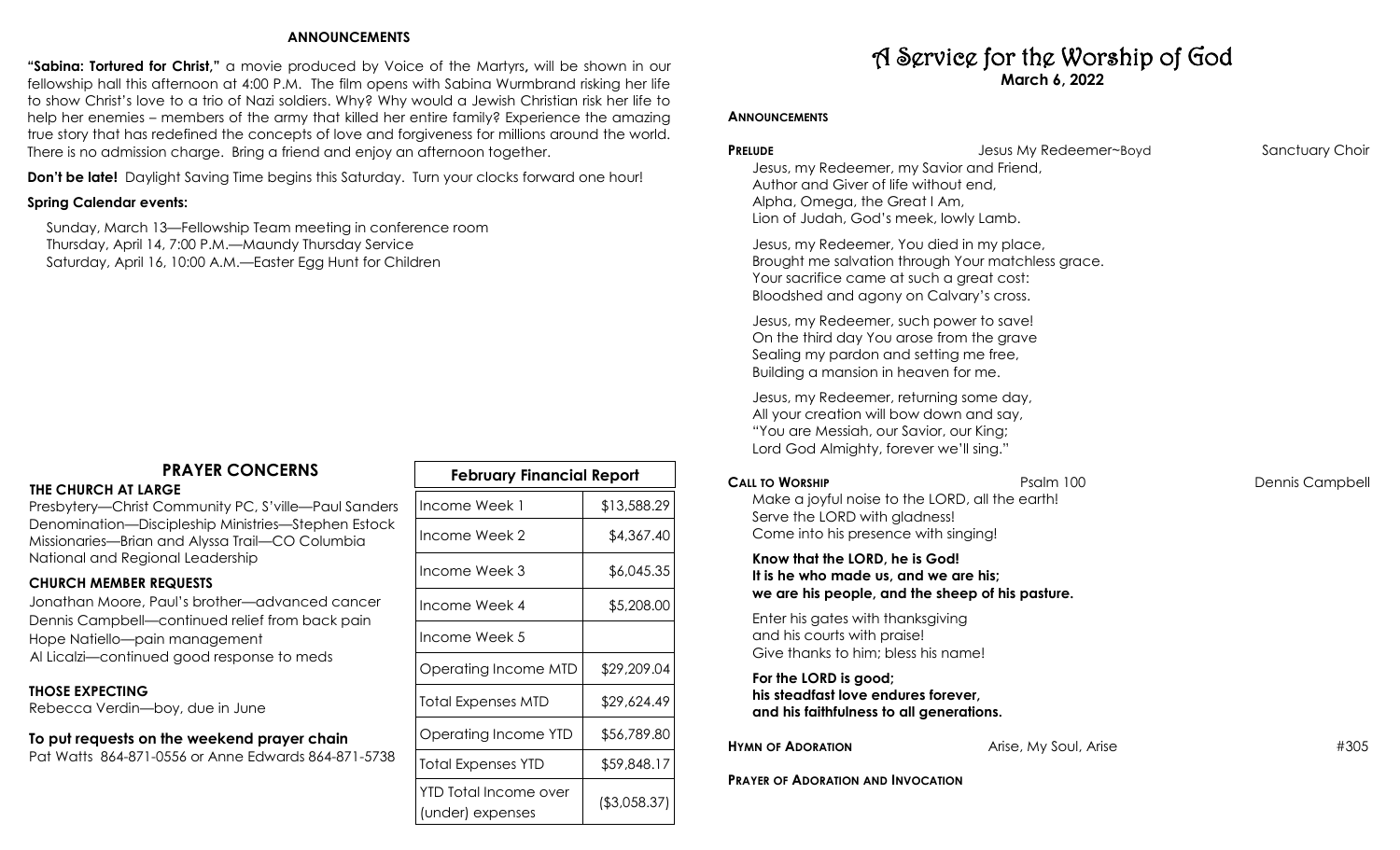## ANNOUNCEMENTS

**"Sabina: Tortured for Christ,"** a movie produced by Voice of the Martyrs**,** will be shown in our fellowship hall this afternoon at 4:00 P.M. The film opens with Sabina Wurmbrand risking her life to show Christ's love to a trio of Nazi soldiers. Why? Why would a Jewish Christian risk her life to help her enemies – members of the army that killed her entire family? Experience the amazing true story that has redefined the concepts of love and forgiveness for millions around the world. There is no admission charge. Bring a friend and enjoy an afternoon together.

**Don't be late!** Daylight Saving Time begins this Saturday. Turn your clocks forward one hour!

**Spring Calendar events:**

Sunday, March 13—Fellowship Team meeting in conference room
Thursday, April 14, 7:00 P.M.—Maundy Thursday Service
Saturday, April 16, 10:00 A.M.—Easter Egg Hunt for Children

## PRAYER CONCERNS

**THE CHURCH AT LARGE**

Presbytery—Christ Community PC, S'ville—Paul Sanders
Denomination—Discipleship Ministries—Stephen Estock
Missionaries—Brian and Alyssa Trail—CO Columbia
National and Regional Leadership

**CHURCH MEMBER REQUESTS**

Jonathan Moore, Paul's brother—advanced cancer
Dennis Campbell—continued relief from back pain
Hope Natiello—pain management
Al Licalzi—continued good response to meds

**THOSE EXPECTING**

Rebecca Verdin—boy, due in June

**To put requests on the weekend prayer chain**

Pat Watts 864-871-0556 or Anne Edwards 864-871-5738

| February Financial Report | |
|---|---|
| Income Week 1 | $13,588.29 |
| Income Week 2 | $4,367.40 |
| Income Week 3 | $6,045.35 |
| Income Week 4 | $5,208.00 |
| Income Week 5 | |
| Operating Income MTD | $29,209.04 |
| Total Expenses MTD | $29,624.49 |
| Operating Income YTD | $56,789.80 |
| Total Expenses YTD | $59,848.17 |
| YTD Total Income over (under) expenses | ($3,058.37) |

# A Service for the Worship of God

**March 6, 2022**

**ANNOUNCEMENTS**

**PRELUDE** — Jesus My Redeemer~Boyd — Sanctuary Choir

Jesus, my Redeemer, my Savior and Friend,
Author and Giver of life without end,
Alpha, Omega, the Great I Am,
Lion of Judah, God's meek, lowly Lamb.

Jesus, my Redeemer, You died in my place,
Brought me salvation through Your matchless grace.
Your sacrifice came at such a great cost:
Bloodshed and agony on Calvary's cross.

Jesus, my Redeemer, such power to save!
On the third day You arose from the grave
Sealing my pardon and setting me free,
Building a mansion in heaven for me.

Jesus, my Redeemer, returning some day,
All your creation will bow down and say,
"You are Messiah, our Savior, our King;
Lord God Almighty, forever we'll sing."

**CALL TO WORSHIP** — Psalm 100 — Dennis Campbell

Make a joyful noise to the LORD, all the earth!
Serve the LORD with gladness!
Come into his presence with singing!

**Know that the LORD, he is God!**
**It is he who made us, and we are his;**
**we are his people, and the sheep of his pasture.**

Enter his gates with thanksgiving
and his courts with praise!
Give thanks to him; bless his name!

**For the LORD is good;**
**his steadfast love endures forever,**
**and his faithfulness to all generations.**

**HYMN OF ADORATION** — Arise, My Soul, Arise — #305

**PRAYER OF ADORATION AND INVOCATION**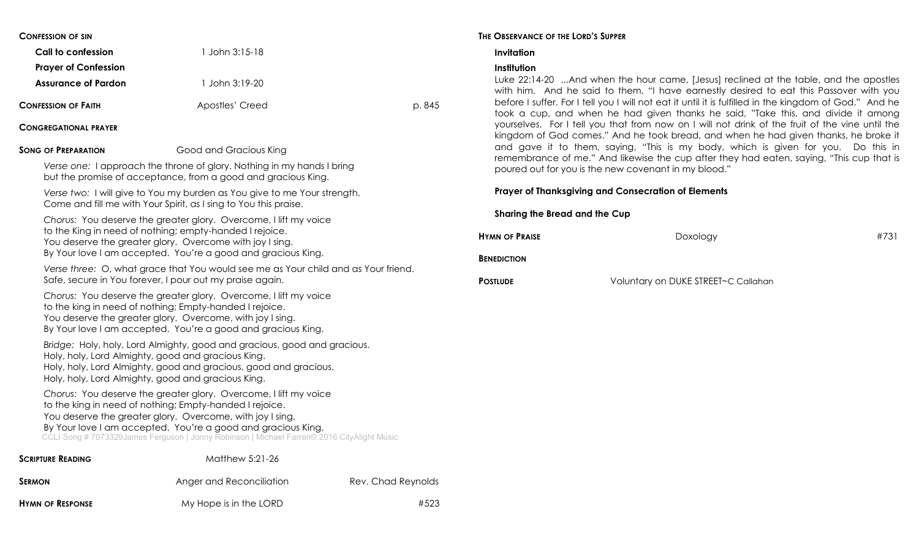## CONFESSION OF SIN

**Call to confession** 1 John 3:15-18

**Prayer of Confession**

**Assurance of Pardon** 1 John 3:19-20

**CONFESSION OF FAITH** Apostles' Creed p. 845

**CONGREGATIONAL PRAYER**

**SONG OF PREPARATION** Good and Gracious King

*Verse one:* I approach the throne of glory. Nothing in my hands I bring
but the promise of acceptance, from a good and gracious King.

*Verse two:* I will give to You my burden as You give to me Your strength.
Come and fill me with Your Spirit, as I sing to You this praise.

*Chorus:* You deserve the greater glory. Overcome, I lift my voice
to the King in need of nothing; empty-handed I rejoice.
You deserve the greater glory. Overcome with joy I sing.
By Your love I am accepted. You're a good and gracious King.

*Verse three:* O, what grace that You would see me as Your child and as Your friend.
Safe, secure in You forever, I pour out my praise again.

*Chorus:* You deserve the greater glory. Overcome, I lift my voice
to the king in need of nothing; Empty-handed I rejoice.
You deserve the greater glory. Overcome, with joy I sing.
By Your love I am accepted. You're a good and gracious King.

*Bridge:* Holy, holy, Lord Almighty, good and gracious, good and gracious.
Holy, holy, Lord Almighty, good and gracious King.
Holy, holy, Lord Almighty, good and gracious, good and gracious.
Holy, holy, Lord Almighty, good and gracious King.

*Chorus:* You deserve the greater glory. Overcome, I lift my voice
to the king in need of nothing; Empty-handed I rejoice.
You deserve the greater glory. Overcome, with joy I sing.
By Your love I am accepted. You're a good and gracious King.
CCLI Song # 7073329James Ferguson | Jonny Robinson | Michael Farren© 2016 CityAlight Music

**SCRIPTURE READING** Matthew 5:21-26

**SERMON** Anger and Reconciliation Rev. Chad Reynolds

**HYMN OF RESPONSE** My Hope is in the LORD #523

## THE OBSERVANCE OF THE LORD'S SUPPER

**Invitation**

**Institution**

Luke 22:14-20 ...And when the hour came, [Jesus] reclined at the table, and the apostles with him. And he said to them, "I have earnestly desired to eat this Passover with you before I suffer. For I tell you I will not eat it until it is fulfilled in the kingdom of God." And he took a cup, and when he had given thanks he said, "Take this, and divide it among yourselves. For I tell you that from now on I will not drink of the fruit of the vine until the kingdom of God comes." And he took bread, and when he had given thanks, he broke it and gave it to them, saying, "This is my body, which is given for you. Do this in remembrance of me." And likewise the cup after they had eaten, saying, "This cup that is poured out for you is the new covenant in my blood."

**Prayer of Thanksgiving and Consecration of Elements**

**Sharing the Bread and the Cup**

**HYMN OF PRAISE** Doxology #731

**BENEDICTION**

**POSTLUDE** Voluntary on DUKE STREET~C Callahan